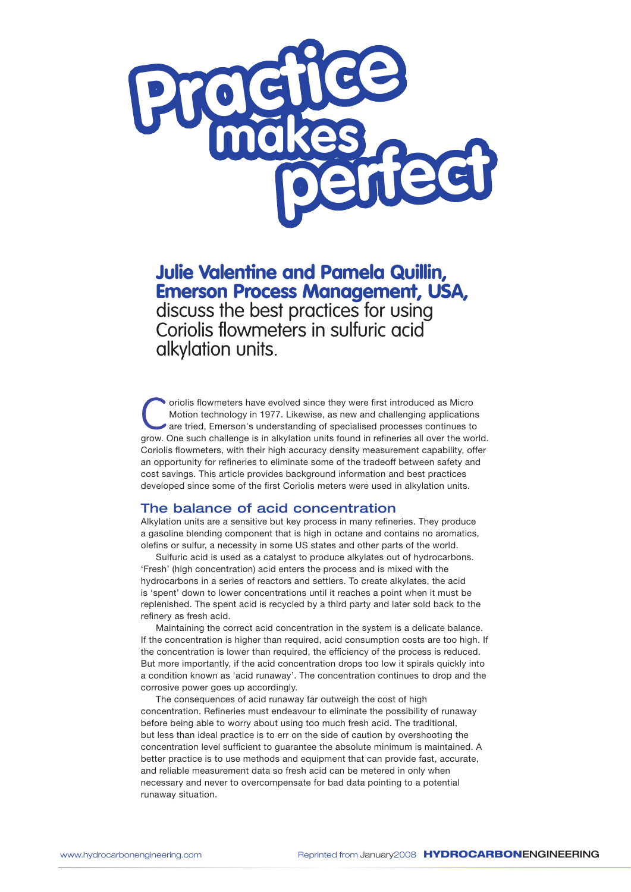# Practice makes perfect

**Julie Valentine and Pamela Quillin, Emerson Process Management, USA,** discuss the best practices for using Coriolis flowmeters in sulfuric acid alkylation units.

Coriolis flowmeters have evolved since they were first introduced as Micro Motion technology in 1977. Likewise, as new and challenging applications are tried, Emerson's understanding of specialised processes continues to grow. One such challenge is in alkylation units found in refineries all over the world. Coriolis flowmeters, with their high accuracy density measurement capability, offer an opportunity for refineries to eliminate some of the tradeoff between safety and cost savings. This article provides background information and best practices developed since some of the first Coriolis meters were used in alkylation units.

## The balance of acid concentration

Alkylation units are a sensitive but key process in many refineries. They produce a gasoline blending component that is high in octane and contains no aromatics, olefins or sulfur, a necessity in some US states and other parts of the world.

Sulfuric acid is used as a catalyst to produce alkylates out of hydrocarbons. 'Fresh' (high concentration) acid enters the process and is mixed with the hydrocarbons in a series of reactors and settlers. To create alkylates, the acid is 'spent' down to lower concentrations until it reaches a point when it must be replenished. The spent acid is recycled by a third party and later sold back to the refinery as fresh acid.

Maintaining the correct acid concentration in the system is a delicate balance. If the concentration is higher than required, acid consumption costs are too high. If the concentration is lower than required, the efficiency of the process is reduced. But more importantly, if the acid concentration drops too low it spirals quickly into a condition known as 'acid runaway'. The concentration continues to drop and the corrosive power goes up accordingly.

The consequences of acid runaway far outweigh the cost of high concentration. Refineries must endeavour to eliminate the possibility of runaway before being able to worry about using too much fresh acid. The traditional, but less than ideal practice is to err on the side of caution by overshooting the concentration level sufficient to guarantee the absolute minimum is maintained. A better practice is to use methods and equipment that can provide fast, accurate, and reliable measurement data so fresh acid can be metered in only when necessary and never to overcompensate for bad data pointing to a potential runaway situation.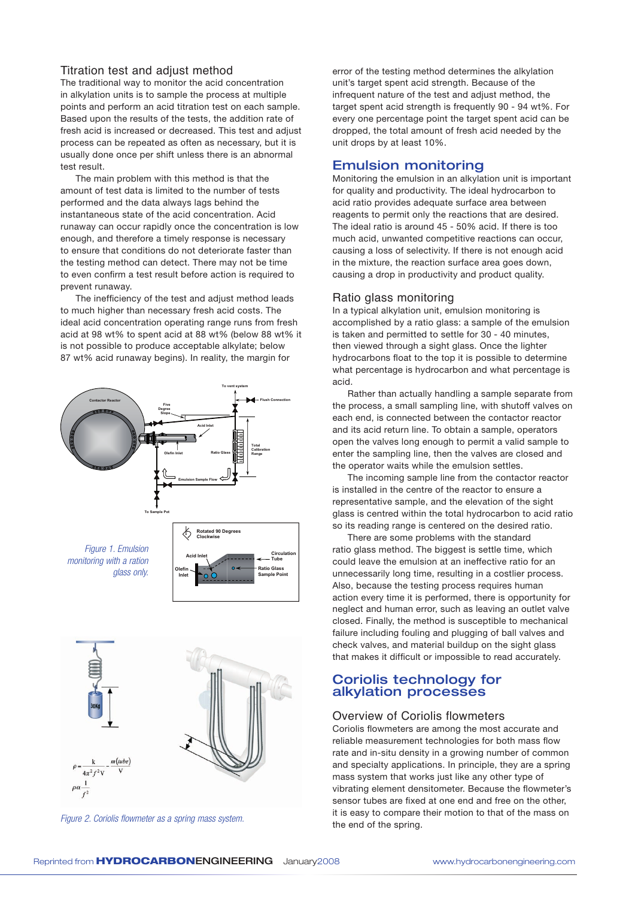### Titration test and adjust method

The traditional way to monitor the acid concentration in alkylation units is to sample the process at multiple points and perform an acid titration test on each sample. Based upon the results of the tests, the addition rate of fresh acid is increased or decreased. This test and adjust process can be repeated as often as necessary, but it is usually done once per shift unless there is an abnormal test result.

The main problem with this method is that the amount of test data is limited to the number of tests performed and the data always lags behind the instantaneous state of the acid concentration. Acid runaway can occur rapidly once the concentration is low enough, and therefore a timely response is necessary to ensure that conditions do not deteriorate faster than the testing method can detect. There may not be time to even confirm a test result before action is required to prevent runaway.

The inefficiency of the test and adjust method leads to much higher than necessary fresh acid costs. The ideal acid concentration operating range runs from fresh acid at 98 wt% to spent acid at 88 wt% (below 88 wt% it is not possible to produce acceptable alkylate; below 87 wt% acid runaway begins). In reality, the margin for error of the testing method determines the alkylation unit's target spent acid strength. Because of the infrequent nature of the test and adjust method, the target spent acid strength is frequently 90 - 94 wt%. For every one percentage point the target spent acid can be dropped, the total amount of fresh acid needed by the unit drops by at least 10%.

*Figure 1. Emulsion monitoring with a ration glass only.*

*Figure 2. Coriolis flowmeter as a spring mass system.*

$$\rho = \frac{k}{4\pi^2 f^2 V} - \frac{m(tube)}{V}$$

$$\rho \alpha \frac{1}{f^2}$$

## Emulsion monitoring

Monitoring the emulsion in an alkylation unit is important for quality and productivity. The ideal hydrocarbon to acid ratio provides adequate surface area between reagents to permit only the reactions that are desired. The ideal ratio is around 45 - 50% acid. If there is too much acid, unwanted competitive reactions can occur, causing a loss of selectivity. If there is not enough acid in the mixture, the reaction surface area goes down, causing a drop in productivity and product quality.

### Ratio glass monitoring

In a typical alkylation unit, emulsion monitoring is accomplished by a ratio glass: a sample of the emulsion is taken and permitted to settle for 30 - 40 minutes, then viewed through a sight glass. Once the lighter hydrocarbons float to the top it is possible to determine what percentage is hydrocarbon and what percentage is acid.

Rather than actually handling a sample separate from the process, a small sampling line, with shutoff valves on each end, is connected between the contactor reactor and its acid return line. To obtain a sample, operators open the valves long enough to permit a valid sample to enter the sampling line, then the valves are closed and the operator waits while the emulsion settles.

The incoming sample line from the contactor reactor is installed in the centre of the reactor to ensure a representative sample, and the elevation of the sight glass is centred within the total hydrocarbon to acid ratio so its reading range is centered on the desired ratio.

There are some problems with the standard ratio glass method. The biggest is settle time, which could leave the emulsion at an ineffective ratio for an unnecessarily long time, resulting in a costlier process. Also, because the testing process requires human action every time it is performed, there is opportunity for neglect and human error, such as leaving an outlet valve closed. Finally, the method is susceptible to mechanical failure including fouling and plugging of ball valves and check valves, and material buildup on the sight glass that makes it difficult or impossible to read accurately.

## Coriolis technology for alkylation processes

### Overview of Coriolis flowmeters

Coriolis flowmeters are among the most accurate and reliable measurement technologies for both mass flow rate and in-situ density in a growing number of common and specialty applications. In principle, they are a spring mass system that works just like any other type of vibrating element densitometer. Because the flowmeter's sensor tubes are fixed at one end and free on the other, it is easy to compare their motion to that of the mass on the end of the spring.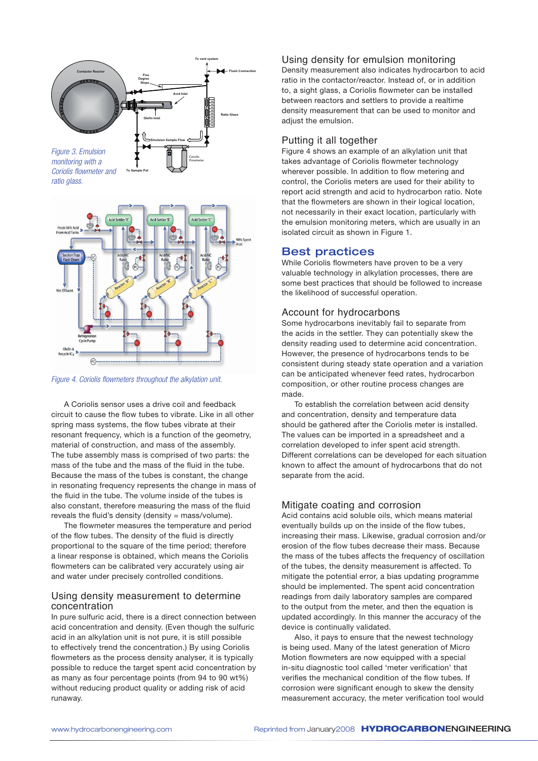*Figure 3. Emulsion monitoring with a Coriolis flowmeter and ratio glass.*

*Figure 4. Coriolis flowmeters throughout the alkylation unit.*

A Coriolis sensor uses a drive coil and feedback circuit to cause the flow tubes to vibrate. Like in all other spring mass systems, the flow tubes vibrate at their resonant frequency, which is a function of the geometry, material of construction, and mass of the assembly. The tube assembly mass is comprised of two parts: the mass of the tube and the mass of the fluid in the tube. Because the mass of the tubes is constant, the change in resonating frequency represents the change in mass of the fluid in the tube. The volume inside of the tubes is also constant, therefore measuring the mass of the fluid reveals the fluid's density (density = mass/volume).

The flowmeter measures the temperature and period of the flow tubes. The density of the fluid is directly proportional to the square of the time period; therefore a linear response is obtained, which means the Coriolis flowmeters can be calibrated very accurately using air and water under precisely controlled conditions.

## Using density measurement to determine concentration

In pure sulfuric acid, there is a direct connection between acid concentration and density. (Even though the sulfuric acid in an alkylation unit is not pure, it is still possible to effectively trend the concentration.) By using Coriolis flowmeters as the process density analyser, it is typically possible to reduce the target spent acid concentration by as many as four percentage points (from 94 to 90 wt%) without reducing product quality or adding risk of acid runaway.

## Using density for emulsion monitoring

Density measurement also indicates hydrocarbon to acid ratio in the contactor/reactor. Instead of, or in addition to, a sight glass, a Coriolis flowmeter can be installed between reactors and settlers to provide a realtime density measurement that can be used to monitor and adjust the emulsion.

## Putting it all together

Figure 4 shows an example of an alkylation unit that takes advantage of Coriolis flowmeter technology wherever possible. In addition to flow metering and control, the Coriolis meters are used for their ability to report acid strength and acid to hydrocarbon ratio. Note that the flowmeters are shown in their logical location, not necessarily in their exact location, particularly with the emulsion monitoring meters, which are usually in an isolated circuit as shown in Figure 1.

# Best practices

While Coriolis flowmeters have proven to be a very valuable technology in alkylation processes, there are some best practices that should be followed to increase the likelihood of successful operation.

## Account for hydrocarbons

Some hydrocarbons inevitably fail to separate from the acids in the settler. They can potentially skew the density reading used to determine acid concentration. However, the presence of hydrocarbons tends to be consistent during steady state operation and a variation can be anticipated whenever feed rates, hydrocarbon composition, or other routine process changes are made.

To establish the correlation between acid density and concentration, density and temperature data should be gathered after the Coriolis meter is installed. The values can be imported in a spreadsheet and a correlation developed to infer spent acid strength. Different correlations can be developed for each situation known to affect the amount of hydrocarbons that do not separate from the acid.

## Mitigate coating and corrosion

Acid contains acid soluble oils, which means material eventually builds up on the inside of the flow tubes, increasing their mass. Likewise, gradual corrosion and/or erosion of the flow tubes decrease their mass. Because the mass of the tubes affects the frequency of oscillation of the tubes, the density measurement is affected. To mitigate the potential error, a bias updating programme should be implemented. The spent acid concentration readings from daily laboratory samples are compared to the output from the meter, and then the equation is updated accordingly. In this manner the accuracy of the device is continually validated.

Also, it pays to ensure that the newest technology is being used. Many of the latest generation of Micro Motion flowmeters are now equipped with a special in-situ diagnostic tool called 'meter verification' that verifies the mechanical condition of the flow tubes. If corrosion were significant enough to skew the density measurement accuracy, the meter verification tool would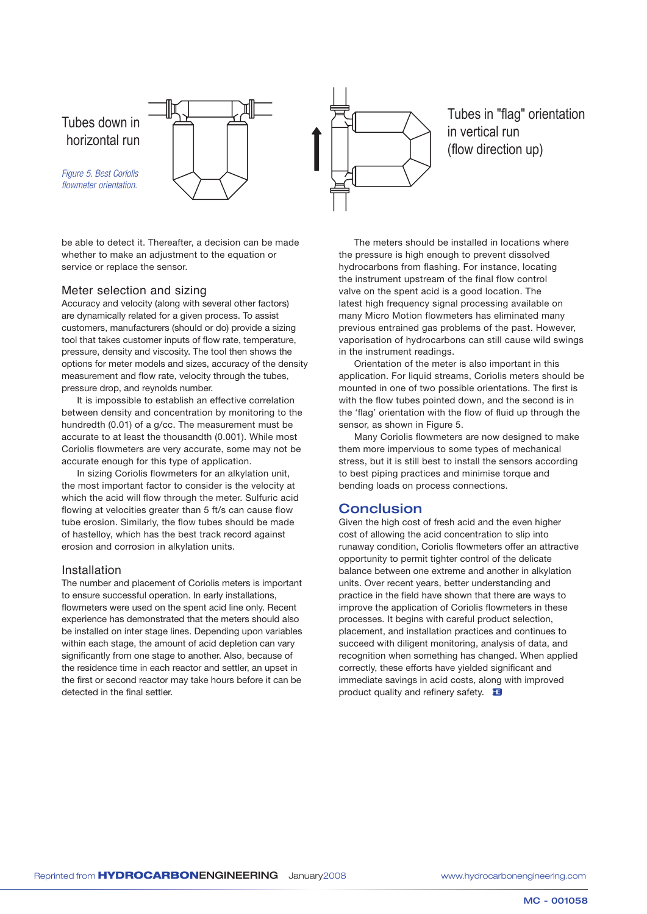Tubes down in horizontal run

*Figure 5. Best Coriolis flowmeter orientation.*

Tubes in "flag" orientation in vertical run (flow direction up)

be able to detect it. Thereafter, a decision can be made whether to make an adjustment to the equation or service or replace the sensor.

## Meter selection and sizing

Accuracy and velocity (along with several other factors) are dynamically related for a given process. To assist customers, manufacturers (should or do) provide a sizing tool that takes customer inputs of flow rate, temperature, pressure, density and viscosity. The tool then shows the options for meter models and sizes, accuracy of the density measurement and flow rate, velocity through the tubes, pressure drop, and reynolds number.

It is impossible to establish an effective correlation between density and concentration by monitoring to the hundredth (0.01) of a g/cc. The measurement must be accurate to at least the thousandth (0.001). While most Coriolis flowmeters are very accurate, some may not be accurate enough for this type of application.

In sizing Coriolis flowmeters for an alkylation unit, the most important factor to consider is the velocity at which the acid will flow through the meter. Sulfuric acid flowing at velocities greater than 5 ft/s can cause flow tube erosion. Similarly, the flow tubes should be made of hastelloy, which has the best track record against erosion and corrosion in alkylation units.

## Installation

The number and placement of Coriolis meters is important to ensure successful operation. In early installations, flowmeters were used on the spent acid line only. Recent experience has demonstrated that the meters should also be installed on inter stage lines. Depending upon variables within each stage, the amount of acid depletion can vary significantly from one stage to another. Also, because of the residence time in each reactor and settler, an upset in the first or second reactor may take hours before it can be detected in the final settler.

The meters should be installed in locations where the pressure is high enough to prevent dissolved hydrocarbons from flashing. For instance, locating the instrument upstream of the final flow control valve on the spent acid is a good location. The latest high frequency signal processing available on many Micro Motion flowmeters has eliminated many previous entrained gas problems of the past. However, vaporisation of hydrocarbons can still cause wild swings in the instrument readings.

Orientation of the meter is also important in this application. For liquid streams, Coriolis meters should be mounted in one of two possible orientations. The first is with the flow tubes pointed down, and the second is in the 'flag' orientation with the flow of fluid up through the sensor, as shown in Figure 5.

Many Coriolis flowmeters are now designed to make them more impervious to some types of mechanical stress, but it is still best to install the sensors according to best piping practices and minimise torque and bending loads on process connections.

## Conclusion

Given the high cost of fresh acid and the even higher cost of allowing the acid concentration to slip into runaway condition, Coriolis flowmeters offer an attractive opportunity to permit tighter control of the delicate balance between one extreme and another in alkylation units. Over recent years, better understanding and practice in the field have shown that there are ways to improve the application of Coriolis flowmeters in these processes. It begins with careful product selection, placement, and installation practices and continues to succeed with diligent monitoring, analysis of data, and recognition when something has changed. When applied correctly, these efforts have yielded significant and immediate savings in acid costs, along with improved product quality and refinery safety.

MC - 001058